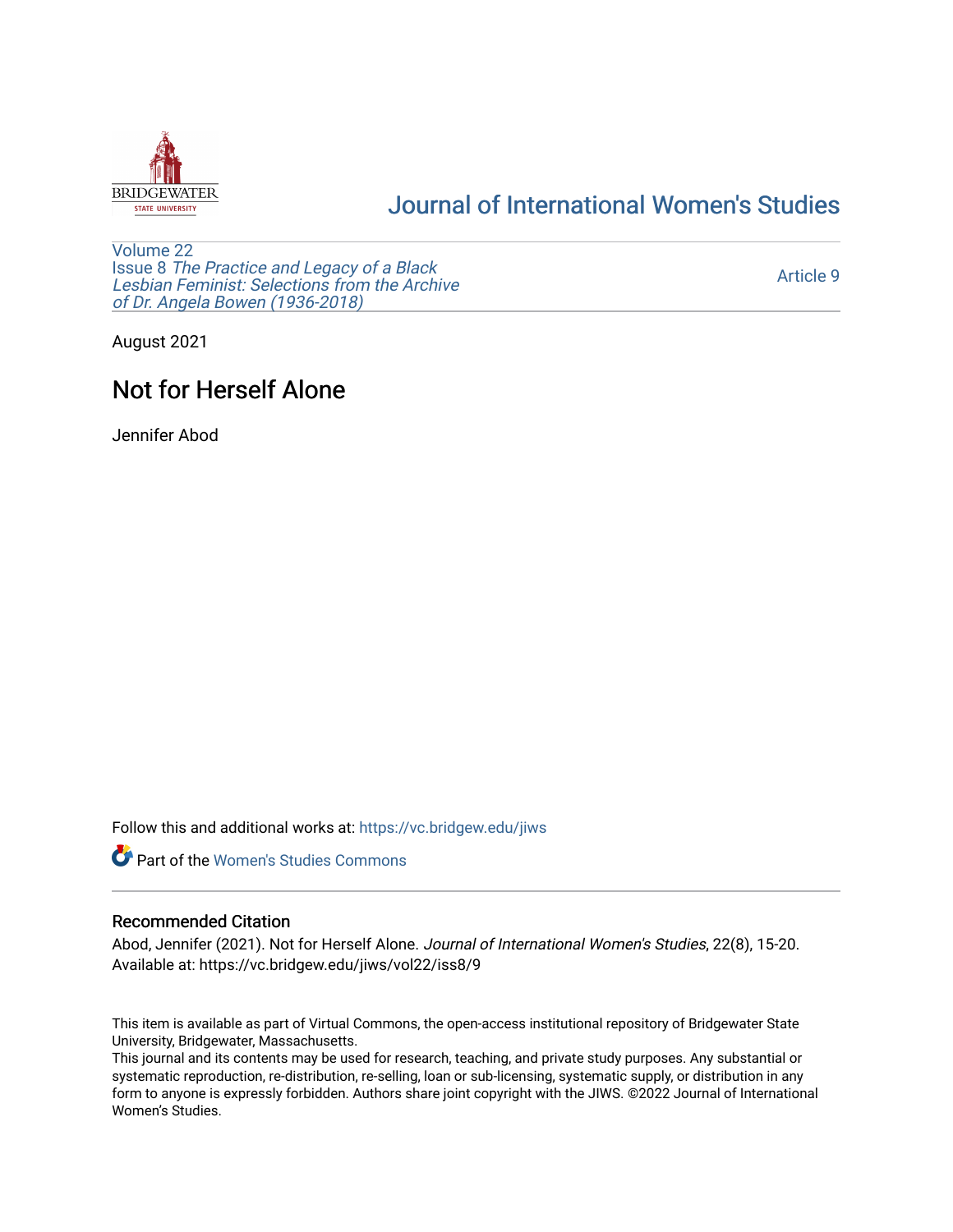Journal of International Women's Studies

Volume 22
Issue 8 *The Practice and Legacy of a Black Lesbian Feminist: Selections from the Archive of Dr. Angela Bowen (1936-2018)*

Article 9

August 2021

# Not for Herself Alone

Jennifer Abod

Follow this and additional works at: https://vc.bridgew.edu/jiws

Part of the Women's Studies Commons

## Recommended Citation

Abod, Jennifer (2021). Not for Herself Alone. *Journal of International Women's Studies*, 22(8), 15-20.
Available at: https://vc.bridgew.edu/jiws/vol22/iss8/9

This item is available as part of Virtual Commons, the open-access institutional repository of Bridgewater State University, Bridgewater, Massachusetts.
This journal and its contents may be used for research, teaching, and private study purposes. Any substantial or systematic reproduction, re-distribution, re-selling, loan or sub-licensing, systematic supply, or distribution in any form to anyone is expressly forbidden. Authors share joint copyright with the JIWS. ©2022 Journal of International Women's Studies.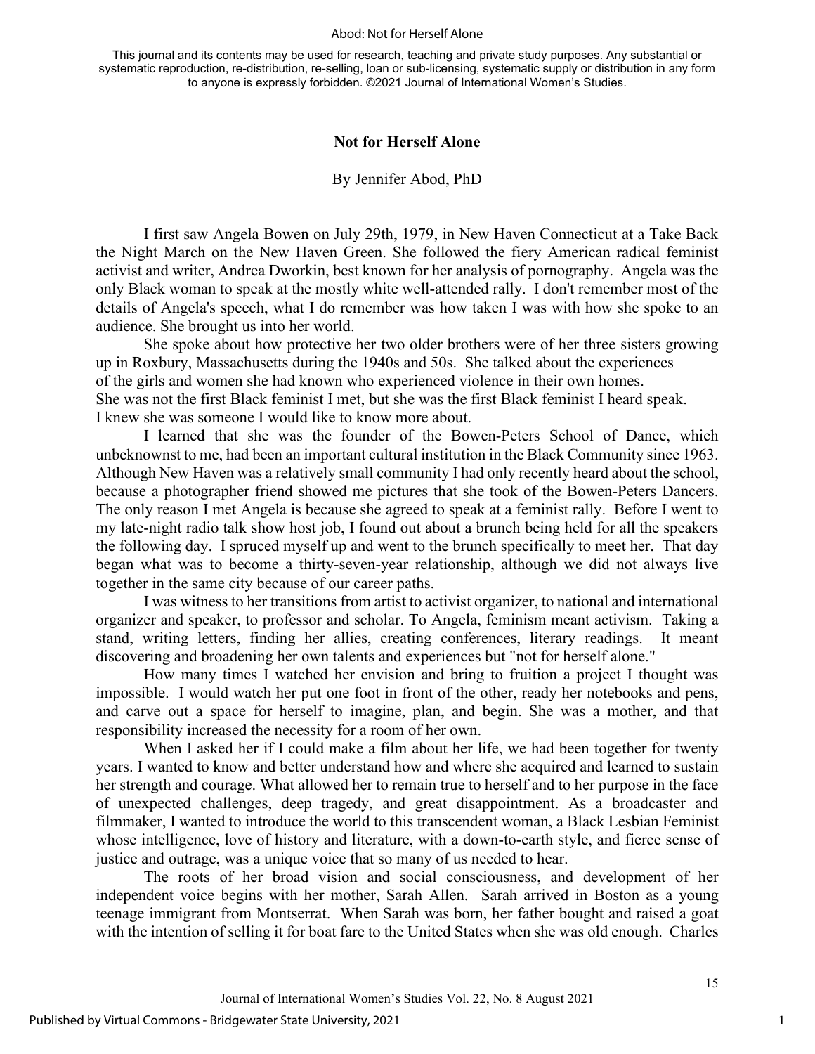# Not for Herself Alone

By Jennifer Abod, PhD

I first saw Angela Bowen on July 29th, 1979, in New Haven Connecticut at a Take Back the Night March on the New Haven Green. She followed the fiery American radical feminist activist and writer, Andrea Dworkin, best known for her analysis of pornography. Angela was the only Black woman to speak at the mostly white well-attended rally. I don't remember most of the details of Angela's speech, what I do remember was how taken I was with how she spoke to an audience. She brought us into her world.

She spoke about how protective her two older brothers were of her three sisters growing up in Roxbury, Massachusetts during the 1940s and 50s. She talked about the experiences of the girls and women she had known who experienced violence in their own homes. She was not the first Black feminist I met, but she was the first Black feminist I heard speak. I knew she was someone I would like to know more about.

I learned that she was the founder of the Bowen-Peters School of Dance, which unbeknownst to me, had been an important cultural institution in the Black Community since 1963. Although New Haven was a relatively small community I had only recently heard about the school, because a photographer friend showed me pictures that she took of the Bowen-Peters Dancers. The only reason I met Angela is because she agreed to speak at a feminist rally. Before I went to my late-night radio talk show host job, I found out about a brunch being held for all the speakers the following day. I spruced myself up and went to the brunch specifically to meet her. That day began what was to become a thirty-seven-year relationship, although we did not always live together in the same city because of our career paths.

I was witness to her transitions from artist to activist organizer, to national and international organizer and speaker, to professor and scholar. To Angela, feminism meant activism. Taking a stand, writing letters, finding her allies, creating conferences, literary readings. It meant discovering and broadening her own talents and experiences but "not for herself alone."

How many times I watched her envision and bring to fruition a project I thought was impossible. I would watch her put one foot in front of the other, ready her notebooks and pens, and carve out a space for herself to imagine, plan, and begin. She was a mother, and that responsibility increased the necessity for a room of her own.

When I asked her if I could make a film about her life, we had been together for twenty years. I wanted to know and better understand how and where she acquired and learned to sustain her strength and courage. What allowed her to remain true to herself and to her purpose in the face of unexpected challenges, deep tragedy, and great disappointment. As a broadcaster and filmmaker, I wanted to introduce the world to this transcendent woman, a Black Lesbian Feminist whose intelligence, love of history and literature, with a down-to-earth style, and fierce sense of justice and outrage, was a unique voice that so many of us needed to hear.

The roots of her broad vision and social consciousness, and development of her independent voice begins with her mother, Sarah Allen. Sarah arrived in Boston as a young teenage immigrant from Montserrat. When Sarah was born, her father bought and raised a goat with the intention of selling it for boat fare to the United States when she was old enough. Charles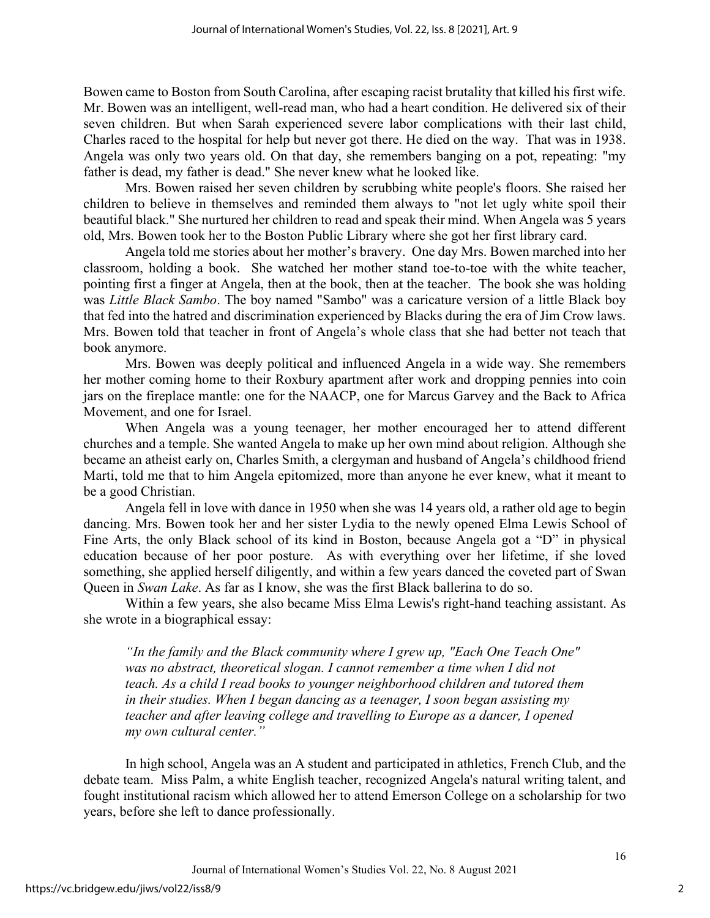Bowen came to Boston from South Carolina, after escaping racist brutality that killed his first wife. Mr. Bowen was an intelligent, well-read man, who had a heart condition. He delivered six of their seven children. But when Sarah experienced severe labor complications with their last child, Charles raced to the hospital for help but never got there. He died on the way. That was in 1938. Angela was only two years old. On that day, she remembers banging on a pot, repeating: "my father is dead, my father is dead." She never knew what he looked like.

Mrs. Bowen raised her seven children by scrubbing white people's floors. She raised her children to believe in themselves and reminded them always to "not let ugly white spoil their beautiful black." She nurtured her children to read and speak their mind. When Angela was 5 years old, Mrs. Bowen took her to the Boston Public Library where she got her first library card.

Angela told me stories about her mother's bravery. One day Mrs. Bowen marched into her classroom, holding a book. She watched her mother stand toe-to-toe with the white teacher, pointing first a finger at Angela, then at the book, then at the teacher. The book she was holding was *Little Black Sambo*. The boy named "Sambo" was a caricature version of a little Black boy that fed into the hatred and discrimination experienced by Blacks during the era of Jim Crow laws. Mrs. Bowen told that teacher in front of Angela's whole class that she had better not teach that book anymore.

Mrs. Bowen was deeply political and influenced Angela in a wide way. She remembers her mother coming home to their Roxbury apartment after work and dropping pennies into coin jars on the fireplace mantle: one for the NAACP, one for Marcus Garvey and the Back to Africa Movement, and one for Israel.

When Angela was a young teenager, her mother encouraged her to attend different churches and a temple. She wanted Angela to make up her own mind about religion. Although she became an atheist early on, Charles Smith, a clergyman and husband of Angela's childhood friend Marti, told me that to him Angela epitomized, more than anyone he ever knew, what it meant to be a good Christian.

Angela fell in love with dance in 1950 when she was 14 years old, a rather old age to begin dancing. Mrs. Bowen took her and her sister Lydia to the newly opened Elma Lewis School of Fine Arts, the only Black school of its kind in Boston, because Angela got a "D" in physical education because of her poor posture. As with everything over her lifetime, if she loved something, she applied herself diligently, and within a few years danced the coveted part of Swan Queen in *Swan Lake*. As far as I know, she was the first Black ballerina to do so.

Within a few years, she also became Miss Elma Lewis's right-hand teaching assistant. As she wrote in a biographical essay:

> *"In the family and the Black community where I grew up, "Each One Teach One" was no abstract, theoretical slogan. I cannot remember a time when I did not teach. As a child I read books to younger neighborhood children and tutored them in their studies. When I began dancing as a teenager, I soon began assisting my teacher and after leaving college and travelling to Europe as a dancer, I opened my own cultural center."*

In high school, Angela was an A student and participated in athletics, French Club, and the debate team. Miss Palm, a white English teacher, recognized Angela's natural writing talent, and fought institutional racism which allowed her to attend Emerson College on a scholarship for two years, before she left to dance professionally.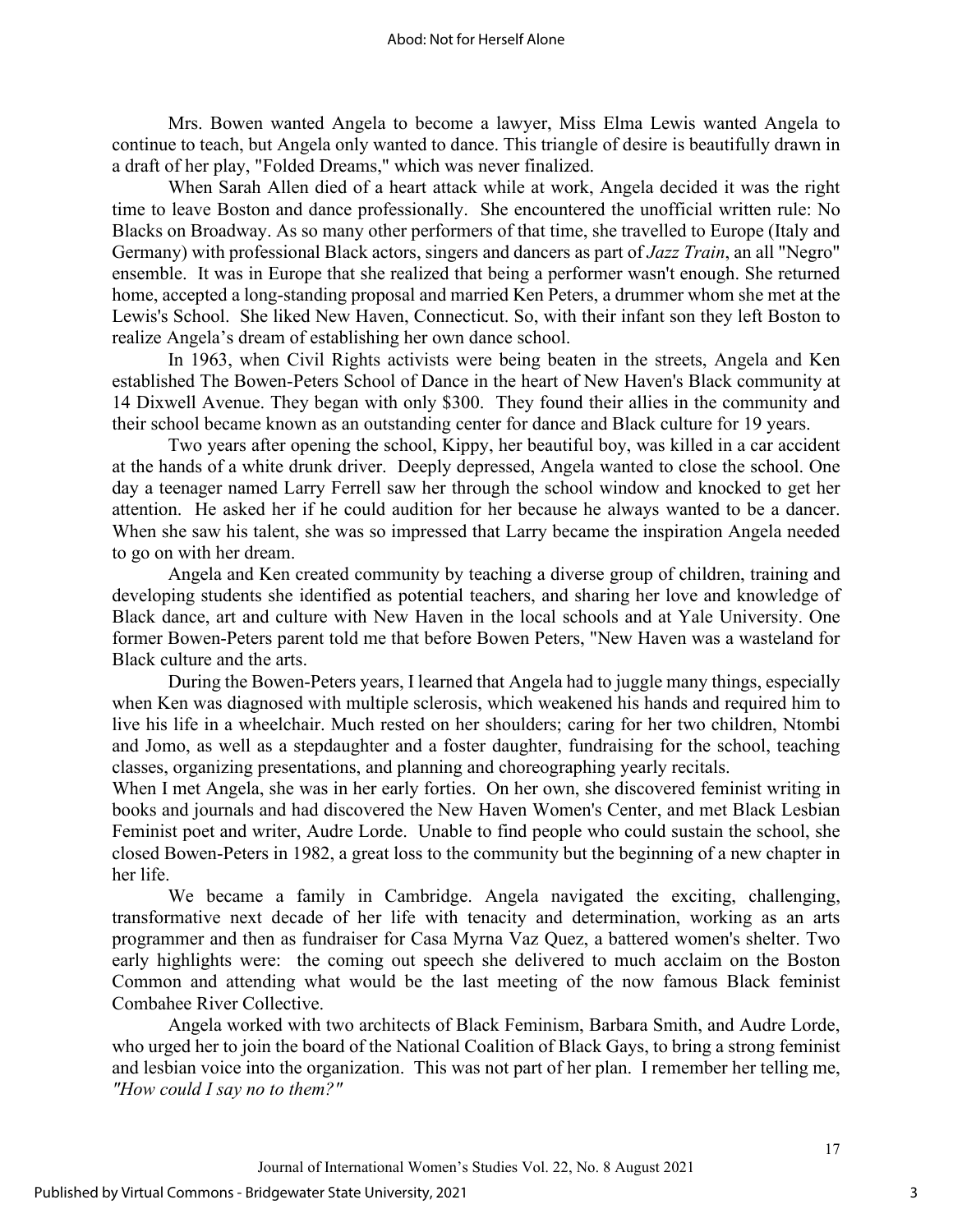Mrs. Bowen wanted Angela to become a lawyer, Miss Elma Lewis wanted Angela to continue to teach, but Angela only wanted to dance. This triangle of desire is beautifully drawn in a draft of her play, "Folded Dreams," which was never finalized.

When Sarah Allen died of a heart attack while at work, Angela decided it was the right time to leave Boston and dance professionally. She encountered the unofficial written rule: No Blacks on Broadway. As so many other performers of that time, she travelled to Europe (Italy and Germany) with professional Black actors, singers and dancers as part of *Jazz Train*, an all "Negro" ensemble. It was in Europe that she realized that being a performer wasn't enough. She returned home, accepted a long-standing proposal and married Ken Peters, a drummer whom she met at the Lewis's School. She liked New Haven, Connecticut. So, with their infant son they left Boston to realize Angela's dream of establishing her own dance school.

In 1963, when Civil Rights activists were being beaten in the streets, Angela and Ken established The Bowen-Peters School of Dance in the heart of New Haven's Black community at 14 Dixwell Avenue. They began with only $300. They found their allies in the community and their school became known as an outstanding center for dance and Black culture for 19 years.

Two years after opening the school, Kippy, her beautiful boy, was killed in a car accident at the hands of a white drunk driver. Deeply depressed, Angela wanted to close the school. One day a teenager named Larry Ferrell saw her through the school window and knocked to get her attention. He asked her if he could audition for her because he always wanted to be a dancer. When she saw his talent, she was so impressed that Larry became the inspiration Angela needed to go on with her dream.

Angela and Ken created community by teaching a diverse group of children, training and developing students she identified as potential teachers, and sharing her love and knowledge of Black dance, art and culture with New Haven in the local schools and at Yale University. One former Bowen-Peters parent told me that before Bowen Peters, "New Haven was a wasteland for Black culture and the arts.

During the Bowen-Peters years, I learned that Angela had to juggle many things, especially when Ken was diagnosed with multiple sclerosis, which weakened his hands and required him to live his life in a wheelchair. Much rested on her shoulders; caring for her two children, Ntombi and Jomo, as well as a stepdaughter and a foster daughter, fundraising for the school, teaching classes, organizing presentations, and planning and choreographing yearly recitals.

When I met Angela, she was in her early forties. On her own, she discovered feminist writing in books and journals and had discovered the New Haven Women's Center, and met Black Lesbian Feminist poet and writer, Audre Lorde. Unable to find people who could sustain the school, she closed Bowen-Peters in 1982, a great loss to the community but the beginning of a new chapter in her life.

We became a family in Cambridge. Angela navigated the exciting, challenging, transformative next decade of her life with tenacity and determination, working as an arts programmer and then as fundraiser for Casa Myrna Vaz Quez, a battered women's shelter. Two early highlights were: the coming out speech she delivered to much acclaim on the Boston Common and attending what would be the last meeting of the now famous Black feminist Combahee River Collective.

Angela worked with two architects of Black Feminism, Barbara Smith, and Audre Lorde, who urged her to join the board of the National Coalition of Black Gays, to bring a strong feminist and lesbian voice into the organization. This was not part of her plan. I remember her telling me, *"How could I say no to them?"*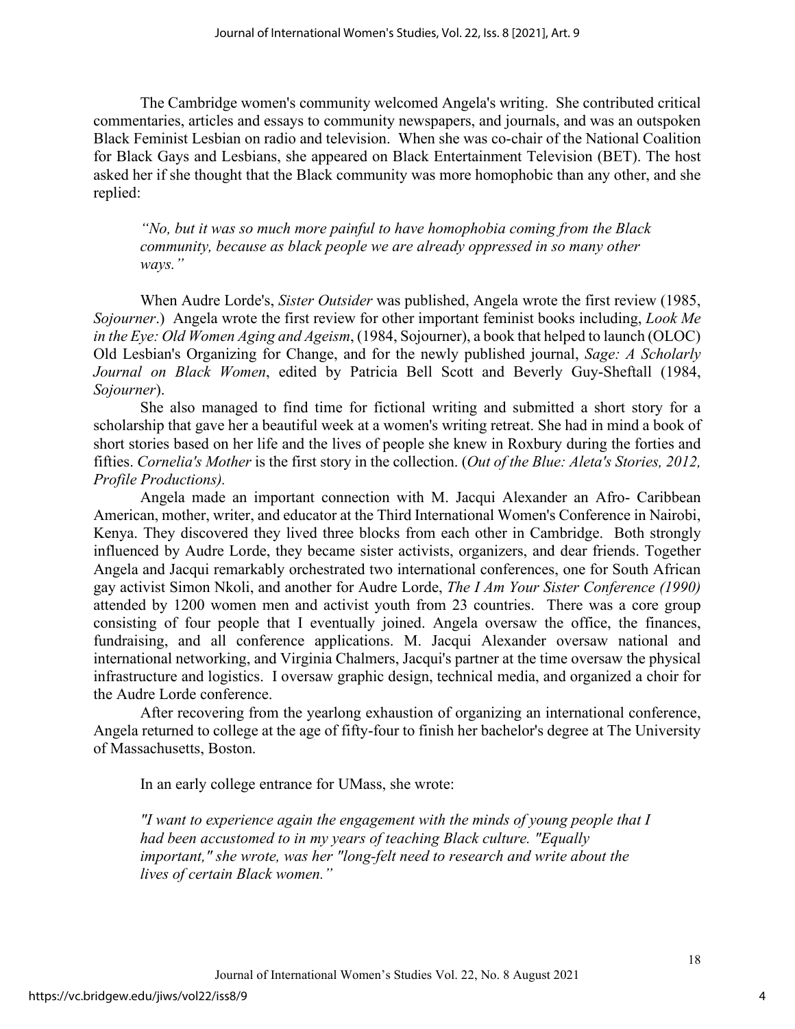The Cambridge women's community welcomed Angela's writing. She contributed critical commentaries, articles and essays to community newspapers, and journals, and was an outspoken Black Feminist Lesbian on radio and television. When she was co-chair of the National Coalition for Black Gays and Lesbians, she appeared on Black Entertainment Television (BET). The host asked her if she thought that the Black community was more homophobic than any other, and she replied:

> *"No, but it was so much more painful to have homophobia coming from the Black community, because as black people we are already oppressed in so many other ways."*

When Audre Lorde's, *Sister Outsider* was published, Angela wrote the first review (1985, *Sojourner*.) Angela wrote the first review for other important feminist books including, *Look Me in the Eye: Old Women Aging and Ageism*, (1984, Sojourner), a book that helped to launch (OLOC) Old Lesbian's Organizing for Change, and for the newly published journal, *Sage: A Scholarly Journal on Black Women*, edited by Patricia Bell Scott and Beverly Guy-Sheftall (1984, *Sojourner*).

She also managed to find time for fictional writing and submitted a short story for a scholarship that gave her a beautiful week at a women's writing retreat. She had in mind a book of short stories based on her life and the lives of people she knew in Roxbury during the forties and fifties. *Cornelia's Mother* is the first story in the collection. (*Out of the Blue: Aleta's Stories, 2012, Profile Productions).*

Angela made an important connection with M. Jacqui Alexander an Afro- Caribbean American, mother, writer, and educator at the Third International Women's Conference in Nairobi, Kenya. They discovered they lived three blocks from each other in Cambridge. Both strongly influenced by Audre Lorde, they became sister activists, organizers, and dear friends. Together Angela and Jacqui remarkably orchestrated two international conferences, one for South African gay activist Simon Nkoli, and another for Audre Lorde, *The I Am Your Sister Conference (1990)* attended by 1200 women men and activist youth from 23 countries. There was a core group consisting of four people that I eventually joined. Angela oversaw the office, the finances, fundraising, and all conference applications. M. Jacqui Alexander oversaw national and international networking, and Virginia Chalmers, Jacqui's partner at the time oversaw the physical infrastructure and logistics. I oversaw graphic design, technical media, and organized a choir for the Audre Lorde conference.

After recovering from the yearlong exhaustion of organizing an international conference, Angela returned to college at the age of fifty-four to finish her bachelor's degree at The University of Massachusetts, Boston.

In an early college entrance for UMass, she wrote:

> *"I want to experience again the engagement with the minds of young people that I had been accustomed to in my years of teaching Black culture. "Equally important," she wrote, was her "long-felt need to research and write about the lives of certain Black women."*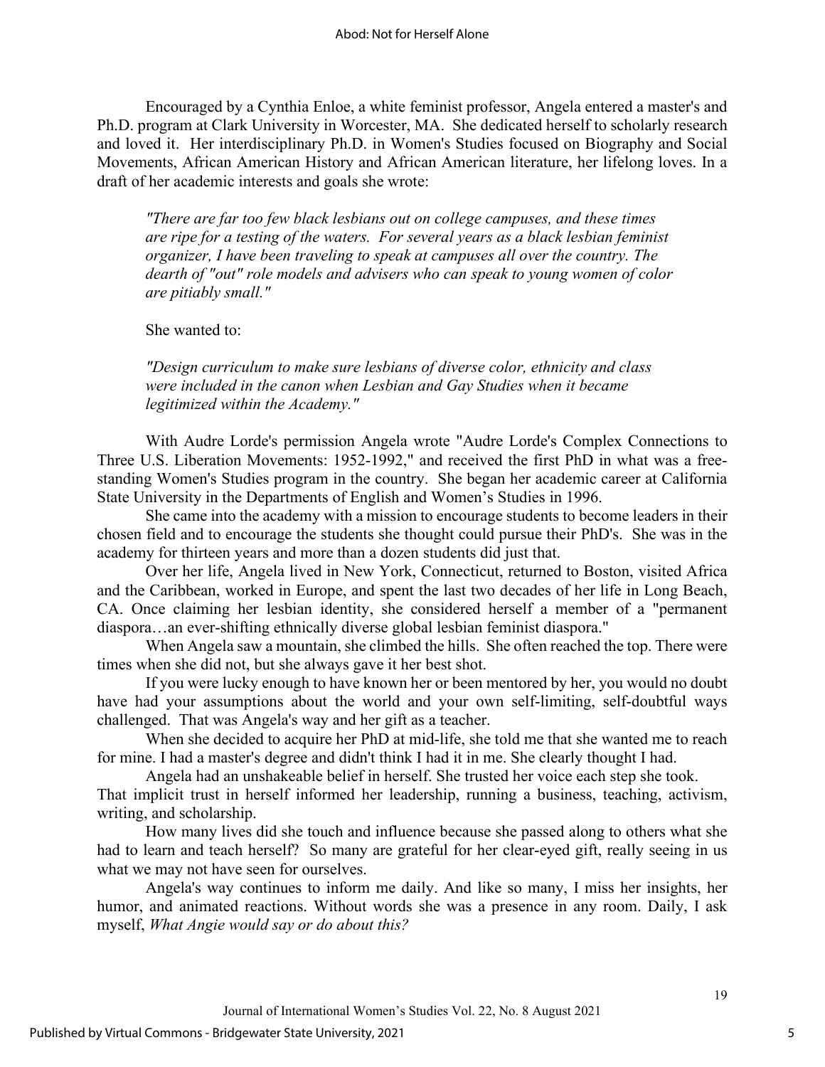Encouraged by a Cynthia Enloe, a white feminist professor, Angela entered a master's and Ph.D. program at Clark University in Worcester, MA. She dedicated herself to scholarly research and loved it. Her interdisciplinary Ph.D. in Women's Studies focused on Biography and Social Movements, African American History and African American literature, her lifelong loves. In a draft of her academic interests and goals she wrote:

> *"There are far too few black lesbians out on college campuses, and these times are ripe for a testing of the waters. For several years as a black lesbian feminist organizer, I have been traveling to speak at campuses all over the country. The dearth of "out" role models and advisers who can speak to young women of color are pitiably small."*

She wanted to:

> *"Design curriculum to make sure lesbians of diverse color, ethnicity and class were included in the canon when Lesbian and Gay Studies when it became legitimized within the Academy."*

With Audre Lorde's permission Angela wrote "Audre Lorde's Complex Connections to Three U.S. Liberation Movements: 1952-1992," and received the first PhD in what was a free-standing Women's Studies program in the country. She began her academic career at California State University in the Departments of English and Women's Studies in 1996.

She came into the academy with a mission to encourage students to become leaders in their chosen field and to encourage the students she thought could pursue their PhD's. She was in the academy for thirteen years and more than a dozen students did just that.

Over her life, Angela lived in New York, Connecticut, returned to Boston, visited Africa and the Caribbean, worked in Europe, and spent the last two decades of her life in Long Beach, CA. Once claiming her lesbian identity, she considered herself a member of a "permanent diaspora…an ever-shifting ethnically diverse global lesbian feminist diaspora."

When Angela saw a mountain, she climbed the hills. She often reached the top. There were times when she did not, but she always gave it her best shot.

If you were lucky enough to have known her or been mentored by her, you would no doubt have had your assumptions about the world and your own self-limiting, self-doubtful ways challenged. That was Angela's way and her gift as a teacher.

When she decided to acquire her PhD at mid-life, she told me that she wanted me to reach for mine. I had a master's degree and didn't think I had it in me. She clearly thought I had.

Angela had an unshakeable belief in herself. She trusted her voice each step she took. That implicit trust in herself informed her leadership, running a business, teaching, activism, writing, and scholarship.

How many lives did she touch and influence because she passed along to others what she had to learn and teach herself? So many are grateful for her clear-eyed gift, really seeing in us what we may not have seen for ourselves.

Angela's way continues to inform me daily. And like so many, I miss her insights, her humor, and animated reactions. Without words she was a presence in any room. Daily, I ask myself, *What Angie would say or do about this?*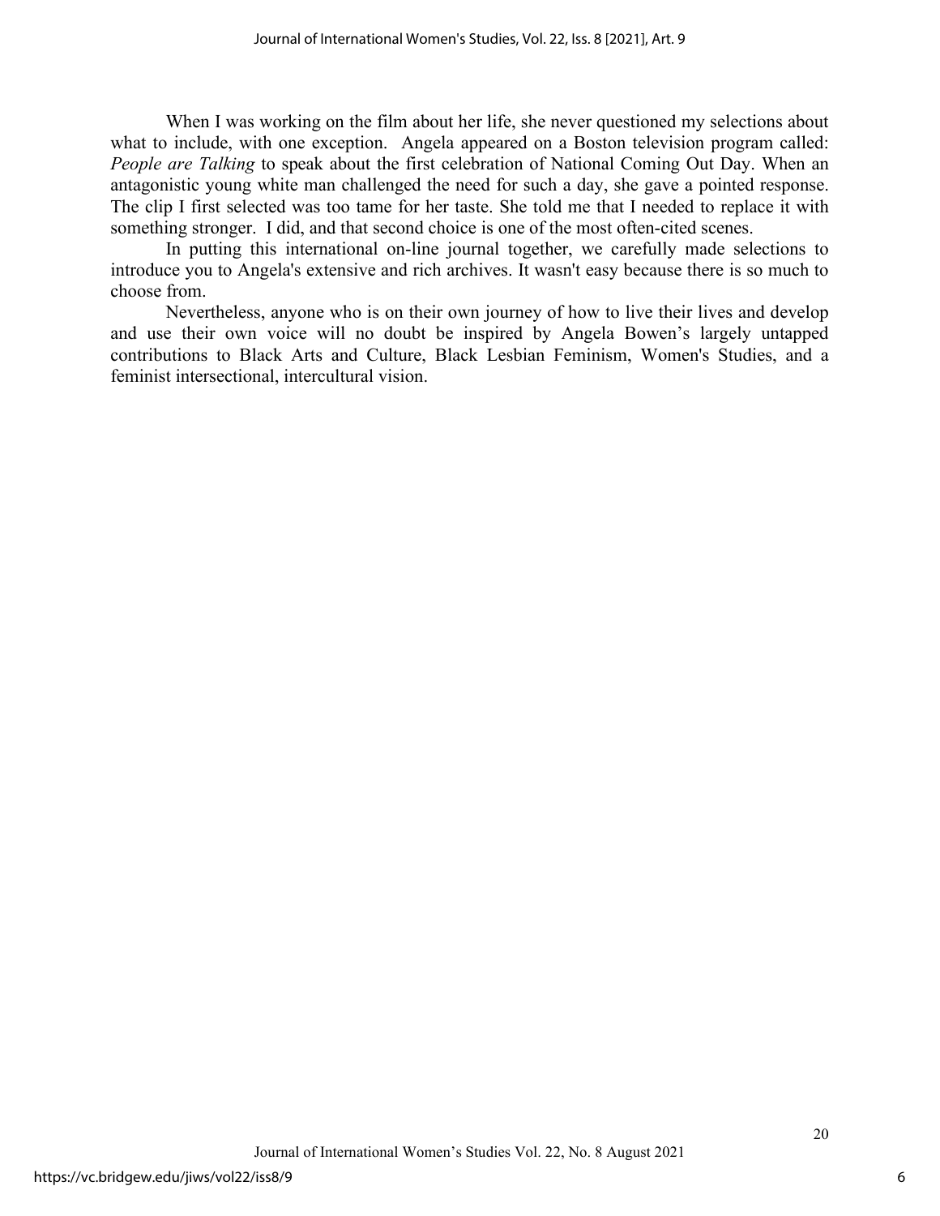When I was working on the film about her life, she never questioned my selections about what to include, with one exception. Angela appeared on a Boston television program called: *People are Talking* to speak about the first celebration of National Coming Out Day. When an antagonistic young white man challenged the need for such a day, she gave a pointed response. The clip I first selected was too tame for her taste. She told me that I needed to replace it with something stronger. I did, and that second choice is one of the most often-cited scenes.

In putting this international on-line journal together, we carefully made selections to introduce you to Angela's extensive and rich archives. It wasn't easy because there is so much to choose from.

Nevertheless, anyone who is on their own journey of how to live their lives and develop and use their own voice will no doubt be inspired by Angela Bowen's largely untapped contributions to Black Arts and Culture, Black Lesbian Feminism, Women's Studies, and a feminist intersectional, intercultural vision.